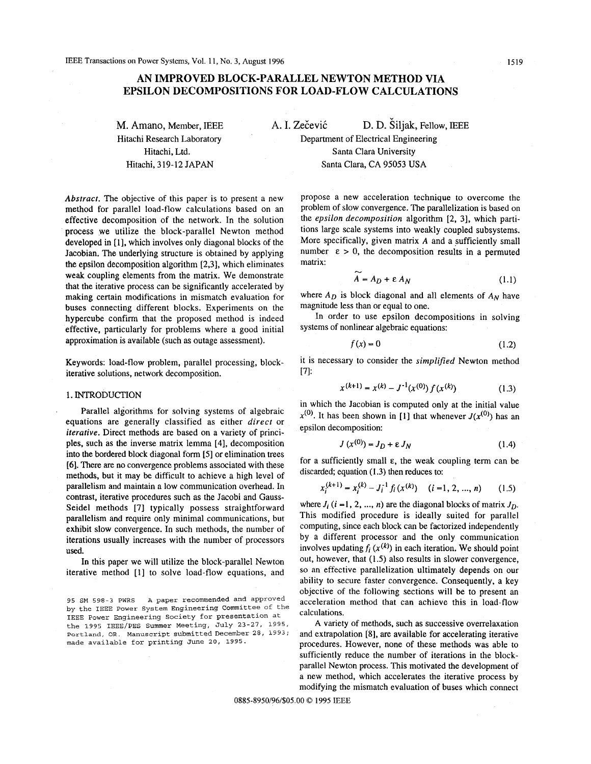# AN IMPROVED BLOCK-PARALLEL NEWTON METHOD VIA EPSILON DECOMPOSITIONS FOR LOAD-FLOW CALCULATIONS

M. Amano, Member, IEEE
Hitachi Research Laboratory
Hitachi, Ltd.
Hitachi, 319-12 JAPAN

A. I. Zečević
D. D. Šiljak, Fellow, IEEE
Department of Electrical Engineering
Santa Clara University
Santa Clara, CA 95053 USA

*Abstract.* The objective of this paper is to present a new method for parallel load-flow calculations based on an effective decomposition of the network. In the solution process we utilize the block-parallel Newton method developed in [1], which involves only diagonal blocks of the Jacobian. The underlying structure is obtained by applying the epsilon decomposition algorithm [2,3], which eliminates weak coupling elements from the matrix. We demonstrate that the iterative process can be significantly accelerated by making certain modifications in mismatch evaluation for buses connecting different blocks. Experiments on the hypercube confirm that the proposed method is indeed effective, particularly for problems where a good initial approximation is available (such as outage assessment).

Keywords: load-flow problem, parallel processing, block-iterative solutions, network decomposition.

## 1. INTRODUCTION

Parallel algorithms for solving systems of algebraic equations are generally classified as either *direct* or *iterative*. Direct methods are based on a variety of principles, such as the inverse matrix lemma [4], decomposition into the bordered block diagonal form [5] or elimination trees [6]. There are no convergence problems associated with these methods, but it may be difficult to achieve a high level of parallelism and maintain a low communication overhead. In contrast, iterative procedures such as the Jacobi and Gauss-Seidel methods [7] typically possess straightforward parallelism and require only minimal communications, but exhibit slow convergence. In such methods, the number of iterations usually increases with the number of processors used.

In this paper we will utilize the block-parallel Newton iterative method [1] to solve load-flow equations, and propose a new acceleration technique to overcome the problem of slow convergence. The parallelization is based on the *epsilon decomposition* algorithm [2, 3], which partitions large scale systems into weakly coupled subsystems. More specifically, given matrix $A$ and a sufficiently small number $\varepsilon > 0$, the decomposition results in a permuted matrix:

$$\tilde{A} = A_D + \varepsilon A_N \tag{1.1}$$

where $A_D$ is block diagonal and all elements of $A_N$ have magnitude less than or equal to one.

In order to use epsilon decompositions in solving systems of nonlinear algebraic equations:

$$f(x) = 0 \tag{1.2}$$

it is necessary to consider the *simplified* Newton method [7]:

$$x^{(k+1)} = x^{(k)} - J^{-1}(x^{(0)})\, f(x^{(k)}) \tag{1.3}$$

in which the Jacobian is computed only at the initial value $x^{(0)}$. It has been shown in [1] that whenever $J(x^{(0)})$ has an epsilon decomposition:

$$J(x^{(0)}) = J_D + \varepsilon J_N \tag{1.4}$$

for a sufficiently small $\varepsilon$, the weak coupling term can be discarded; equation (1.3) then reduces to:

$$x_i^{(k+1)} = x_i^{(k)} - J_i^{-1} f_i(x^{(k)}) \quad (i = 1, 2, ..., n) \tag{1.5}$$

where $J_i$ $(i = 1, 2, ..., n)$ are the diagonal blocks of matrix $J_D$. This modified procedure is ideally suited for parallel computing, since each block can be factorized independently by a different processor and the only communication involves updating $f_i(x^{(k)})$ in each iteration. We should point out, however, that (1.5) also results in slower convergence, so an effective parallelization ultimately depends on our ability to secure faster convergence. Consequently, a key objective of the following sections will be to present an acceleration method that can achieve this in load-flow calculations.

A variety of methods, such as successive overrelaxation and extrapolation [8], are available for accelerating iterative procedures. However, none of these methods was able to sufficiently reduce the number of iterations in the block-parallel Newton process. This motivated the development of a new method, which accelerates the iterative process by modifying the mismatch evaluation of buses which connect

95 SM 598-3 PWRS A paper recommended and approved by the IEEE Power System Engineering Committee of the IEEE Power Engineering Society for presentation at the 1995 IEEE/PES Summer Meeting, July 23-27, 1995, Portland, OR. Manuscript submitted December 28, 1993; made available for printing June 20, 1995.

0885-8950/96/$05.00 © 1995 IEEE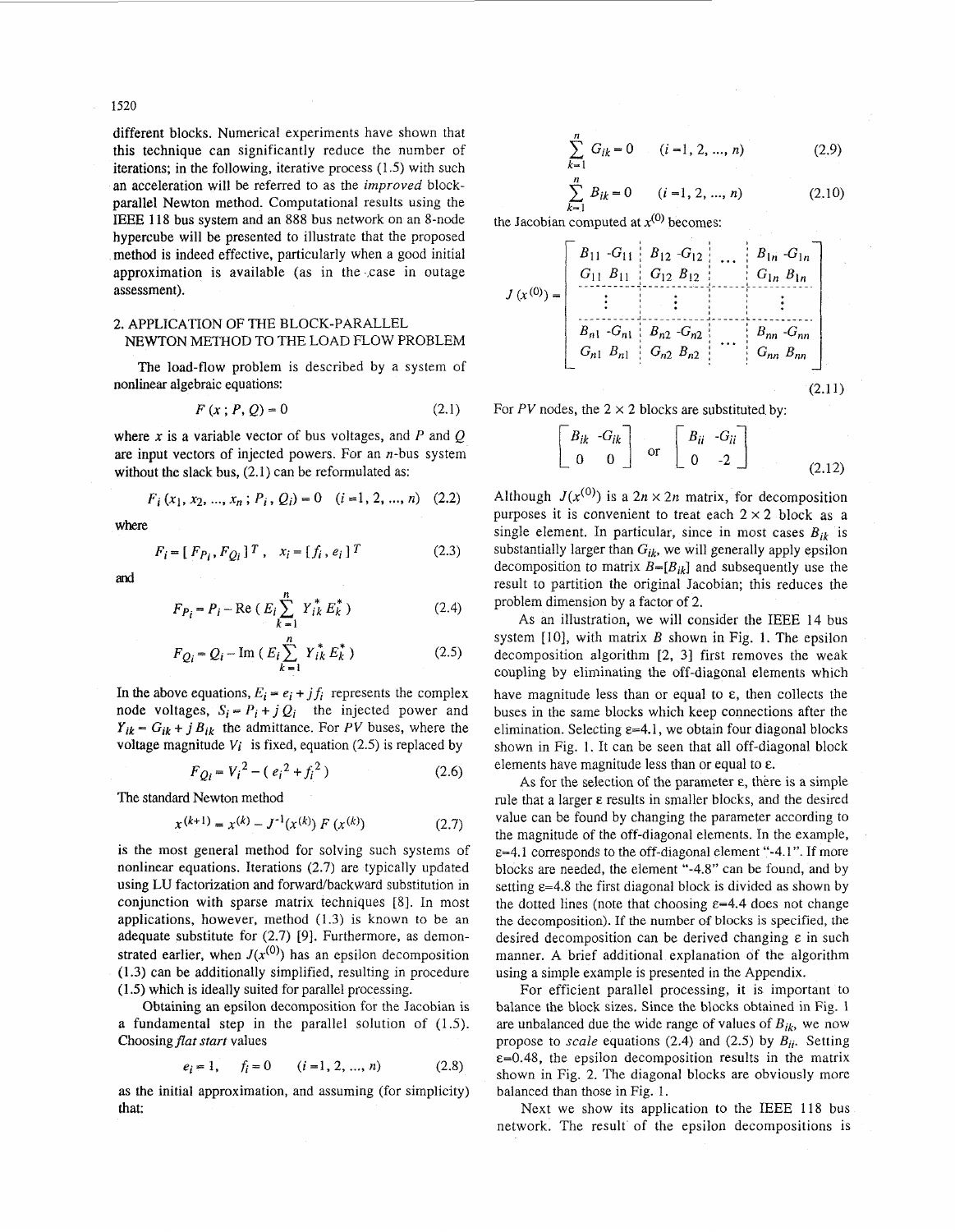different blocks. Numerical experiments have shown that this technique can significantly reduce the number of iterations; in the following, iterative process (1.5) with such an acceleration will be referred to as the *improved* block-parallel Newton method. Computational results using the IEEE 118 bus system and an 888 bus network on an 8-node hypercube will be presented to illustrate that the proposed method is indeed effective, particularly when a good initial approximation is available (as in the case in outage assessment).

## 2. APPLICATION OF THE BLOCK-PARALLEL NEWTON METHOD TO THE LOAD FLOW PROBLEM

The load-flow problem is described by a system of nonlinear algebraic equations:

$$F(x\,;P,Q)=0 \tag{2.1}$$

where $x$ is a variable vector of bus voltages, and $P$ and $Q$ are input vectors of injected powers. For an $n$-bus system without the slack bus, (2.1) can be reformulated as:

$$F_i(x_1,x_2,\ldots,x_n\,;P_i,Q_i)=0 \quad (i=1,2,\ldots,n) \tag{2.2}$$

where

$$F_i=[\,F_{P_i},F_{Q_i}\,]^T, \quad x_i=[\,f_i,e_i\,]^T \tag{2.3}$$

and

$$F_{P_i}=P_i-\mathrm{Re}\,(\,E_i\sum_{k=1}^{n}Y_{ik}^*E_k^*\,) \tag{2.4}$$

$$F_{Q_i}=Q_i-\mathrm{Im}\,(\,E_i\sum_{k=1}^{n}Y_{ik}^*E_k^*\,) \tag{2.5}$$

In the above equations, $E_i=e_i+jf_i$ represents the complex node voltages, $S_i=P_i+jQ_i$ the injected power and $Y_{ik}=G_{ik}+jB_{ik}$ the admittance. For $PV$ buses, where the voltage magnitude $V_i$ is fixed, equation (2.5) is replaced by

$$F_{Q_i}=V_i^2-(\,e_i^2+f_i^2\,) \tag{2.6}$$

The standard Newton method

$$x^{(k+1)}=x^{(k)}-J^{-1}(x^{(k)})\,F(x^{(k)}) \tag{2.7}$$

is the most general method for solving such systems of nonlinear equations. Iterations (2.7) are typically updated using LU factorization and forward/backward substitution in conjunction with sparse matrix techniques [8]. In most applications, however, method (1.3) is known to be an adequate substitute for (2.7) [9]. Furthermore, as demonstrated earlier, when $J(x^{(0)})$ has an epsilon decomposition (1.3) can be additionally simplified, resulting in procedure (1.5) which is ideally suited for parallel processing.

Obtaining an epsilon decomposition for the Jacobian is a fundamental step in the parallel solution of (1.5). Choosing *flat start* values

$$e_i=1, \quad f_i=0 \quad (i=1,2,\ldots,n) \tag{2.8}$$

as the initial approximation, and assuming (for simplicity) that:

$$\sum_{k=1}^{n}G_{ik}=0 \quad (i=1,2,\ldots,n) \tag{2.9}$$

$$\sum_{k=1}^{n}B_{ik}=0 \quad (i=1,2,\ldots,n) \tag{2.10}$$

the Jacobian computed at $x^{(0)}$ becomes:

$$J(x^{(0)})=\left[\begin{array}{cc|cc|c|cc}
B_{11} & -G_{11} & B_{12} & -G_{12} & \cdots & B_{1n} & -G_{1n}\\
G_{11} & B_{11} & G_{12} & B_{12} & & G_{1n} & B_{1n}\\
\hline
\vdots & & \vdots & & & \vdots & \\
\hline
B_{n1} & -G_{n1} & B_{n2} & -G_{n2} & \cdots & B_{nn} & -G_{nn}\\
G_{n1} & B_{n1} & G_{n2} & B_{n2} & & G_{nn} & B_{nn}
\end{array}\right] \tag{2.11}$$

For $PV$ nodes, the $2\times 2$ blocks are substituted by:

$$\begin{bmatrix} B_{ik} & -G_{ik}\\ 0 & 0\end{bmatrix} \quad \text{or} \quad \begin{bmatrix} B_{ii} & -G_{ii}\\ 0 & -2\end{bmatrix} \tag{2.12}$$

Although $J(x^{(0)})$ is a $2n\times 2n$ matrix, for decomposition purposes it is convenient to treat each $2\times 2$ block as a single element. In particular, since in most cases $B_{ik}$ is substantially larger than $G_{ik}$, we will generally apply epsilon decomposition to matrix $B=[B_{ik}]$ and subsequently use the result to partition the original Jacobian; this reduces the problem dimension by a factor of 2.

As an illustration, we will consider the IEEE 14 bus system [10], with matrix $B$ shown in Fig. 1. The epsilon decomposition algorithm [2, 3] first removes the weak coupling by eliminating the off-diagonal elements which have magnitude less than or equal to $\varepsilon$, then collects the buses in the same blocks which keep connections after the elimination. Selecting $\varepsilon$=4.1, we obtain four diagonal blocks shown in Fig. 1. It can be seen that all off-diagonal block elements have magnitude less than or equal to $\varepsilon$.

As for the selection of the parameter $\varepsilon$, there is a simple rule that a larger $\varepsilon$ results in smaller blocks, and the desired value can be found by changing the parameter according to the magnitude of the off-diagonal elements. In the example, $\varepsilon$=4.1 corresponds to the off-diagonal element "-4.1". If more blocks are needed, the element "-4.8" can be found, and by setting $\varepsilon$=4.8 the first diagonal block is divided as shown by the dotted lines (note that choosing $\varepsilon$=4.4 does not change the decomposition). If the number of blocks is specified, the desired decomposition can be derived changing $\varepsilon$ in such manner. A brief additional explanation of the algorithm using a simple example is presented in the Appendix.

For efficient parallel processing, it is important to balance the block sizes. Since the blocks obtained in Fig. 1 are unbalanced due the wide range of values of $B_{ik}$, we now propose to *scale* equations (2.4) and (2.5) by $B_{ii}$. Setting $\varepsilon$=0.48, the epsilon decomposition results in the matrix shown in Fig. 2. The diagonal blocks are obviously more balanced than those in Fig. 1.

Next we show its application to the IEEE 118 bus network. The result of the epsilon decompositions is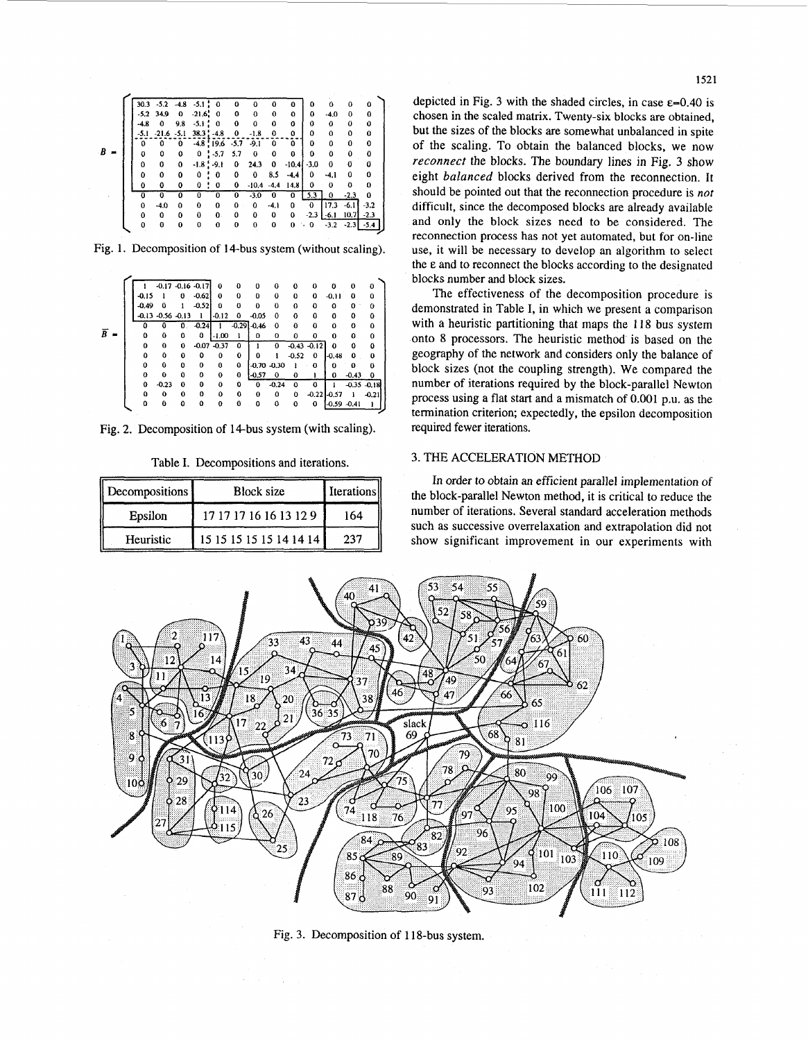Fig. 1. Decomposition of 14-bus system (without scaling).

Fig. 2. Decomposition of 14-bus system (with scaling).

Table I. Decompositions and iterations.

| Decompositions | Block size | Iterations |
|---|---|---|
| Epsilon | 17 17 17 16 16 13 12 9 | 164 |
| Heuristic | 15 15 15 15 15 14 14 14 | 237 |

depicted in Fig. 3 with the shaded circles, in case $\varepsilon$=0.40 is chosen in the scaled matrix. Twenty-six blocks are obtained, but the sizes of the blocks are somewhat unbalanced in spite of the scaling. To obtain the balanced blocks, we now *reconnect* the blocks. The boundary lines in Fig. 3 show eight *balanced* blocks derived from the reconnection. It should be pointed out that the reconnection procedure is *not* difficult, since the decomposed blocks are already available and only the block sizes need to be considered. The reconnection process has not yet automated, but for on-line use, it will be necessary to develop an algorithm to select the $\varepsilon$ and to reconnect the blocks according to the designated blocks number and block sizes.

The effectiveness of the decomposition procedure is demonstrated in Table I, in which we present a comparison with a heuristic partitioning that maps the 118 bus system onto 8 processors. The heuristic method is based on the geography of the network and considers only the balance of block sizes (not the coupling strength). We compared the number of iterations required by the block-parallel Newton process using a flat start and a mismatch of 0.001 p.u. as the termination criterion; expectedly, the epsilon decomposition required fewer iterations.

## 3. THE ACCELERATION METHOD

In order to obtain an efficient parallel implementation of the block-parallel Newton method, it is critical to reduce the number of iterations. Several standard acceleration methods such as successive overrelaxation and extrapolation did not show significant improvement in our experiments with

Fig. 3. Decomposition of 118-bus system.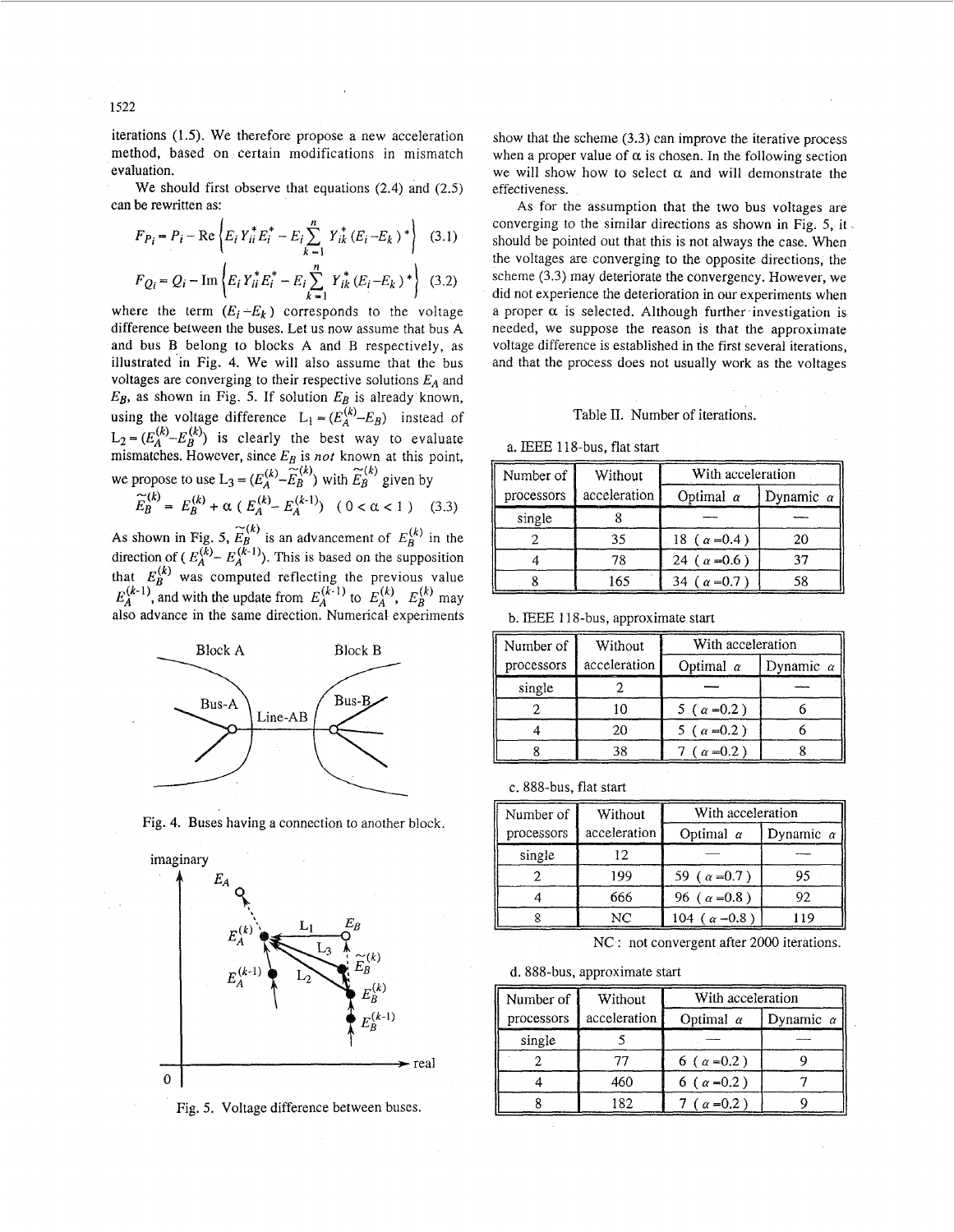iterations (1.5). We therefore propose a new acceleration method, based on certain modifications in mismatch evaluation.

We should first observe that equations (2.4) and (2.5) can be rewritten as:

$$F_{P_i} = P_i - \text{Re}\left\{E_i Y_{ii}^* E_i^* - E_i \sum_{k=1}^{n} Y_{ik}^* (E_i - E_k)^*\right\} \quad (3.1)$$

$$F_{Q_i} = Q_i - \text{Im}\left\{E_i Y_{ii}^* E_i^* - E_i \sum_{k=1}^{n} Y_{ik}^* (E_i - E_k)^*\right\} \quad (3.2)$$

where the term $(E_i - E_k)$ corresponds to the voltage difference between the buses. Let us now assume that bus A and bus B belong to blocks A and B respectively, as illustrated in Fig. 4. We will also assume that the bus voltages are converging to their respective solutions $E_A$ and $E_B$, as shown in Fig. 5. If solution $E_B$ is already known, using the voltage difference $L_1 = (E_A^{(k)} - E_B)$ instead of $L_2 = (E_A^{(k)} - E_B^{(k)})$ is clearly the best way to evaluate mismatches. However, since $E_B$ is *not* known at this point, we propose to use $L_3 = (E_A^{(k)} - \tilde{E}_B^{(k)})$ with $\tilde{E}_B^{(k)}$ given by

$$\tilde{E}_B^{(k)} = E_B^{(k)} + \alpha\,(E_A^{(k)} - E_A^{(k-1)}) \quad (0 < \alpha < 1) \quad (3.3)$$

As shown in Fig. 5, $\tilde{E}_B^{(k)}$ is an advancement of $E_B^{(k)}$ in the direction of $(E_A^{(k)} - E_A^{(k-1)})$. This is based on the supposition that $E_B^{(k)}$ was computed reflecting the previous value $E_A^{(k-1)}$, and with the update from $E_A^{(k-1)}$ to $E_A^{(k)}$, $E_B^{(k)}$ may also advance in the same direction. Numerical experiments show that the scheme (3.3) can improve the iterative process when a proper value of α is chosen. In the following section we will show how to select α and will demonstrate the effectiveness.

Fig. 4. Buses having a connection to another block.

Fig. 5. Voltage difference between buses.

As for the assumption that the two bus voltages are converging to the similar directions as shown in Fig. 5, it should be pointed out that this is not always the case. When the voltages are converging to the opposite directions, the scheme (3.3) may deteriorate the convergency. However, we did not experience the deterioration in our experiments when a proper α is selected. Although further investigation is needed, we suppose the reason is that the approximate voltage difference is established in the first several iterations, and that the process does not usually work as the voltages

Table II. Number of iterations.

a. IEEE 118-bus, flat start

| Number of processors | Without acceleration | With acceleration | |
|---|---|---|---|
| | | Optimal $\alpha$ | Dynamic $\alpha$ |
| single | 8 | — | — |
| 2 | 35 | 18 ($\alpha$=0.4) | 20 |
| 4 | 78 | 24 ($\alpha$=0.6) | 37 |
| 8 | 165 | 34 ($\alpha$=0.7) | 58 |

b. IEEE 118-bus, approximate start

| Number of processors | Without acceleration | With acceleration | |
|---|---|---|---|
| | | Optimal $\alpha$ | Dynamic $\alpha$ |
| single | 2 | — | — |
| 2 | 10 | 5 ($\alpha$=0.2) | 6 |
| 4 | 20 | 5 ($\alpha$=0.2) | 6 |
| 8 | 38 | 7 ($\alpha$=0.2) | 8 |

c. 888-bus, flat start

| Number of processors | Without acceleration | With acceleration | |
|---|---|---|---|
| | | Optimal $\alpha$ | Dynamic $\alpha$ |
| single | 12 | — | — |
| 2 | 199 | 59 ($\alpha$=0.7) | 95 |
| 4 | 666 | 96 ($\alpha$=0.8) | 92 |
| 8 | NC | 104 ($\alpha$=0.8) | 119 |

NC : not convergent after 2000 iterations.

d. 888-bus, approximate start

| Number of processors | Without acceleration | With acceleration | |
|---|---|---|---|
| | | Optimal $\alpha$ | Dynamic $\alpha$ |
| single | 5 | — | — |
| 2 | 77 | 6 ($\alpha$=0.2) | 9 |
| 4 | 460 | 6 ($\alpha$=0.2) | 7 |
| 8 | 182 | 7 ($\alpha$=0.2) | 9 |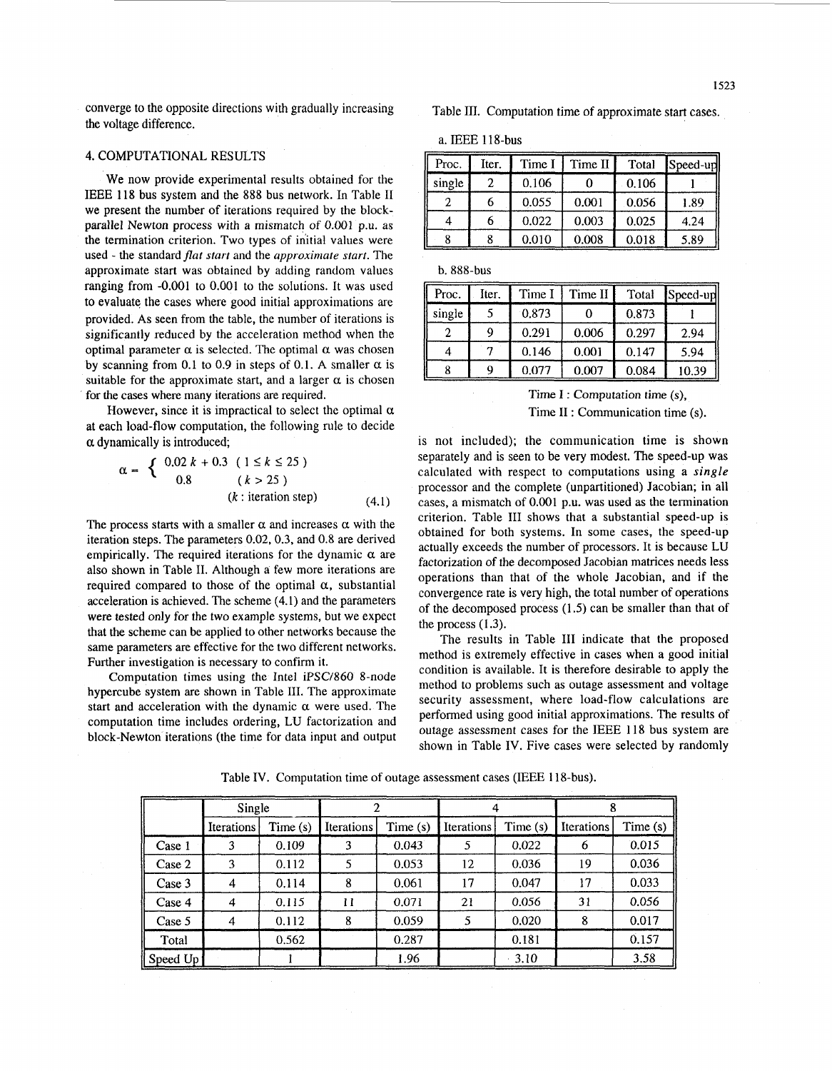converge to the opposite directions with gradually increasing the voltage difference.

## 4. COMPUTATIONAL RESULTS

We now provide experimental results obtained for the IEEE 118 bus system and the 888 bus network. In Table II we present the number of iterations required by the block-parallel Newton process with a mismatch of 0.001 p.u. as the termination criterion. Two types of initial values were used - the standard *flat start* and the *approximate start*. The approximate start was obtained by adding random values ranging from -0.001 to 0.001 to the solutions. It was used to evaluate the cases where good initial approximations are provided. As seen from the table, the number of iterations is significantly reduced by the acceleration method when the optimal parameter $\alpha$ is selected. The optimal $\alpha$ was chosen by scanning from 0.1 to 0.9 in steps of 0.1. A smaller $\alpha$ is suitable for the approximate start, and a larger $\alpha$ is chosen for the cases where many iterations are required.

However, since it is impractical to select the optimal $\alpha$ at each load-flow computation, the following rule to decide $\alpha$ dynamically is introduced;

$$\alpha = \begin{cases} 0.02\,k + 0.3 & (1 \leq k \leq 25) \\ 0.8 & (k > 25) \end{cases} \quad (k : \text{iteration step}) \tag{4.1}$$

The process starts with a smaller $\alpha$ and increases $\alpha$ with the iteration steps. The parameters 0.02, 0.3, and 0.8 are derived empirically. The required iterations for the dynamic $\alpha$ are also shown in Table II. Although a few more iterations are required compared to those of the optimal $\alpha$, substantial acceleration is achieved. The scheme (4.1) and the parameters were tested only for the two example systems, but we expect that the scheme can be applied to other networks because the same parameters are effective for the two different networks. Further investigation is necessary to confirm it.

Computation times using the Intel iPSC/860 8-node hypercube system are shown in Table III. The approximate start and acceleration with the dynamic $\alpha$ were used. The computation time includes ordering, LU factorization and block-Newton iterations (the time for data input and output is not included); the communication time is shown separately and is seen to be very modest. The speed-up was calculated with respect to computations using a *single* processor and the complete (unpartitioned) Jacobian; in all cases, a mismatch of 0.001 p.u. was used as the termination criterion. Table III shows that a substantial speed-up is obtained for both systems. In some cases, the speed-up actually exceeds the number of processors. It is because LU factorization of the decomposed Jacobian matrices needs less operations than that of the whole Jacobian, and if the convergence rate is very high, the total number of operations of the decomposed process (1.5) can be smaller than that of the process (1.3).

The results in Table III indicate that the proposed method is extremely effective in cases when a good initial condition is available. It is therefore desirable to apply the method to problems such as outage assessment and voltage security assessment, where load-flow calculations are performed using good initial approximations. The results of outage assessment cases for the IEEE 118 bus system are shown in Table IV. Five cases were selected by randomly

Table III. Computation time of approximate start cases.

a. IEEE 118-bus

| Proc. | Iter. | Time I | Time II | Total | Speed-up |
|---|---|---|---|---|---|
| single | 2 | 0.106 | 0 | 0.106 | 1 |
| 2 | 6 | 0.055 | 0.001 | 0.056 | 1.89 |
| 4 | 6 | 0.022 | 0.003 | 0.025 | 4.24 |
| 8 | 8 | 0.010 | 0.008 | 0.018 | 5.89 |

b. 888-bus

| Proc. | Iter. | Time I | Time II | Total | Speed-up |
|---|---|---|---|---|---|
| single | 5 | 0.873 | 0 | 0.873 | 1 |
| 2 | 9 | 0.291 | 0.006 | 0.297 | 2.94 |
| 4 | 7 | 0.146 | 0.001 | 0.147 | 5.94 |
| 8 | 9 | 0.077 | 0.007 | 0.084 | 10.39 |

Time I : Computation time (s),
Time II : Communication time (s).

Table IV. Computation time of outage assessment cases (IEEE 118-bus).

| | Single | | 2 | | 4 | | 8 | |
|---|---|---|---|---|---|---|---|---|
| | Iterations | Time (s) | Iterations | Time (s) | Iterations | Time (s) | Iterations | Time (s) |
| Case 1 | 3 | 0.109 | 3 | 0.043 | 5 | 0.022 | 6 | 0.015 |
| Case 2 | 3 | 0.112 | 5 | 0.053 | 12 | 0.036 | 19 | 0.036 |
| Case 3 | 4 | 0.114 | 8 | 0.061 | 17 | 0.047 | 17 | 0.033 |
| Case 4 | 4 | 0.115 | 11 | 0.071 | 21 | 0.056 | 31 | 0.056 |
| Case 5 | 4 | 0.112 | 8 | 0.059 | 5 | 0.020 | 8 | 0.017 |
| Total | | 0.562 | | 0.287 | | 0.181 | | 0.157 |
| Speed Up | | 1 | | 1.96 | | 3.10 | | 3.58 |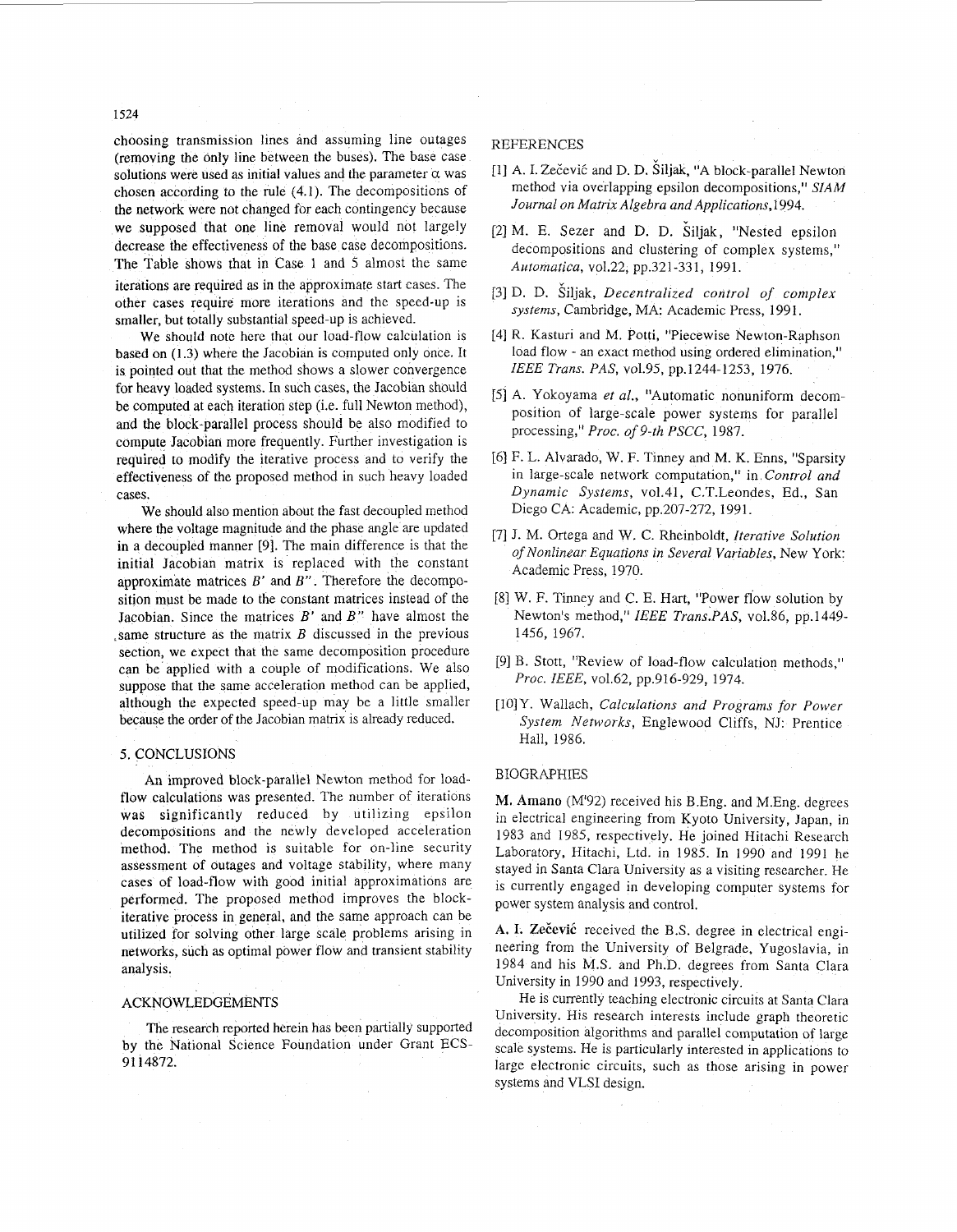choosing transmission lines and assuming line outages (removing the only line between the buses). The base case solutions were used as initial values and the parameter $\alpha$ was chosen according to the rule (4.1). The decompositions of the network were not changed for each contingency because we supposed that one line removal would not largely decrease the effectiveness of the base case decompositions. The Table shows that in Case 1 and 5 almost the same iterations are required as in the approximate start cases. The other cases require more iterations and the speed-up is smaller, but totally substantial speed-up is achieved.

We should note here that our load-flow calculation is based on (1.3) where the Jacobian is computed only once. It is pointed out that the method shows a slower convergence for heavy loaded systems. In such cases, the Jacobian should be computed at each iteration step (i.e. full Newton method), and the block-parallel process should be also modified to compute Jacobian more frequently. Further investigation is required to modify the iterative process and to verify the effectiveness of the proposed method in such heavy loaded cases.

We should also mention about the fast decoupled method where the voltage magnitude and the phase angle are updated in a decoupled manner [9]. The main difference is that the initial Jacobian matrix is replaced with the constant approximate matrices $B'$ and $B''$. Therefore the decomposition must be made to the constant matrices instead of the Jacobian. Since the matrices $B'$ and $B''$ have almost the same structure as the matrix $B$ discussed in the previous section, we expect that the same decomposition procedure can be applied with a couple of modifications. We also suppose that the same acceleration method can be applied, although the expected speed-up may be a little smaller because the order of the Jacobian matrix is already reduced.

## 5. CONCLUSIONS

An improved block-parallel Newton method for load-flow calculations was presented. The number of iterations was significantly reduced by utilizing epsilon decompositions and the newly developed acceleration method. The method is suitable for on-line security assessment of outages and voltage stability, where many cases of load-flow with good initial approximations are performed. The proposed method improves the block-iterative process in general, and the same approach can be utilized for solving other large scale problems arising in networks, such as optimal power flow and transient stability analysis.

## ACKNOWLEDGEMENTS

The research reported herein has been partially supported by the National Science Foundation under Grant ECS-9114872.

## REFERENCES

[1] A. I. Zečević and D. D. Šiljak, "A block-parallel Newton method via overlapping epsilon decompositions," *SIAM Journal on Matrix Algebra and Applications*, 1994.

[2] M. E. Sezer and D. D. Šiljak, "Nested epsilon decompositions and clustering of complex systems," *Automatica*, vol.22, pp.321-331, 1991.

[3] D. D. Šiljak, *Decentralized control of complex systems*, Cambridge, MA: Academic Press, 1991.

[4] R. Kasturi and M. Potti, "Piecewise Newton-Raphson load flow - an exact method using ordered elimination," *IEEE Trans. PAS*, vol.95, pp.1244-1253, 1976.

[5] A. Yokoyama *et al.*, "Automatic nonuniform decomposition of large-scale power systems for parallel processing," *Proc. of 9-th PSCC*, 1987.

[6] F. L. Alvarado, W. F. Tinney and M. K. Enns, "Sparsity in large-scale network computation," in *Control and Dynamic Systems*, vol.41, C.T.Leondes, Ed., San Diego CA: Academic, pp.207-272, 1991.

[7] J. M. Ortega and W. C. Rheinboldt, *Iterative Solution of Nonlinear Equations in Several Variables*, New York: Academic Press, 1970.

[8] W. F. Tinney and C. E. Hart, "Power flow solution by Newton's method," *IEEE Trans.PAS*, vol.86, pp.1449-1456, 1967.

[9] B. Stott, "Review of load-flow calculation methods," *Proc. IEEE*, vol.62, pp.916-929, 1974.

[10] Y. Wallach, *Calculations and Programs for Power System Networks*, Englewood Cliffs, NJ: Prentice Hall, 1986.

## BIOGRAPHIES

**M. Amano** (M'92) received his B.Eng. and M.Eng. degrees in electrical engineering from Kyoto University, Japan, in 1983 and 1985, respectively. He joined Hitachi Research Laboratory, Hitachi, Ltd. in 1985. In 1990 and 1991 he stayed in Santa Clara University as a visiting researcher. He is currently engaged in developing computer systems for power system analysis and control.

**A. I. Zečević** received the B.S. degree in electrical engineering from the University of Belgrade, Yugoslavia, in 1984 and his M.S. and Ph.D. degrees from Santa Clara University in 1990 and 1993, respectively.

He is currently teaching electronic circuits at Santa Clara University. His research interests include graph theoretic decomposition algorithms and parallel computation of large scale systems. He is particularly interested in applications to large electronic circuits, such as those arising in power systems and VLSI design.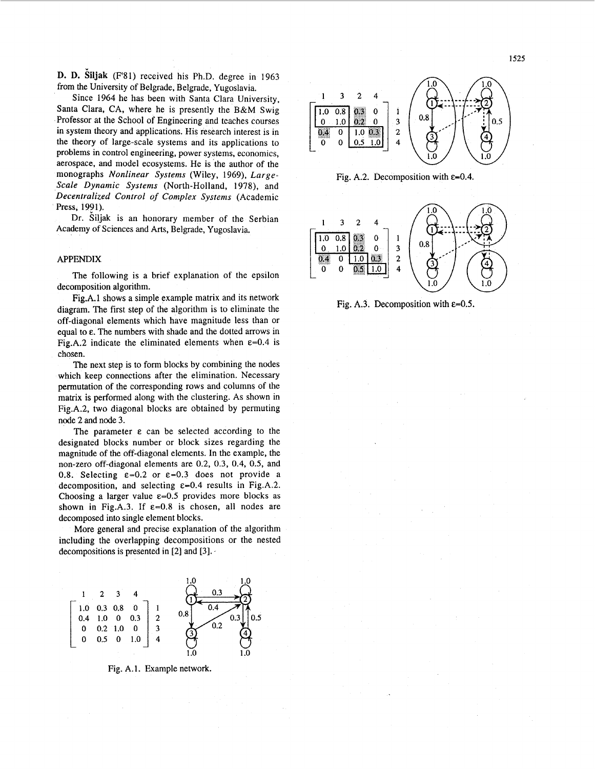**D. D. Šiljak** (F'81) received his Ph.D. degree in 1963 from the University of Belgrade, Belgrade, Yugoslavia.

Since 1964 he has been with Santa Clara University, Santa Clara, CA, where he is presently the B&M Swig Professor at the School of Engineering and teaches courses in system theory and applications. His research interest is in the theory of large-scale systems and its applications to problems in control engineering, power systems, economics, aerospace, and model ecosystems. He is the author of the monographs *Nonlinear Systems* (Wiley, 1969), *Large-Scale Dynamic Systems* (North-Holland, 1978), and *Decentralized Control of Complex Systems* (Academic Press, 1991).

Dr. Šiljak is an honorary member of the Serbian Academy of Sciences and Arts, Belgrade, Yugoslavia.

## APPENDIX

The following is a brief explanation of the epsilon decomposition algorithm.

Fig.A.1 shows a simple example matrix and its network diagram. The first step of the algorithm is to eliminate the off-diagonal elements which have magnitude less than or equal to $\varepsilon$. The numbers with shade and the dotted arrows in Fig.A.2 indicate the eliminated elements when $\varepsilon$=0.4 is chosen.

The next step is to form blocks by combining the nodes which keep connections after the elimination. Necessary permutation of the corresponding rows and columns of the matrix is performed along with the clustering. As shown in Fig.A.2, two diagonal blocks are obtained by permuting node 2 and node 3.

The parameter $\varepsilon$ can be selected according to the designated blocks number or block sizes regarding the magnitude of the off-diagonal elements. In the example, the non-zero off-diagonal elements are 0.2, 0.3, 0.4, 0.5, and 0.8. Selecting $\varepsilon$=0.2 or $\varepsilon$=0.3 does not provide a decomposition, and selecting $\varepsilon$=0.4 results in Fig.A.2. Choosing a larger value $\varepsilon$=0.5 provides more blocks as shown in Fig.A.3. If $\varepsilon$=0.8 is chosen, all nodes are decomposed into single element blocks.

More general and precise explanation of the algorithm including the overlapping decompositions or the nested decompositions is presented in [2] and [3].

$$
\begin{array}{c} \begin{array}{cccc} 1 & 2 & 3 & 4 \end{array} \\ \begin{bmatrix} 1.0 & 0.3 & 0.8 & 0 \\ 0.4 & 1.0 & 0 & 0.3 \\ 0 & 0.2 & 1.0 & 0 \\ 0 & 0.5 & 0 & 1.0 \end{bmatrix} \begin{array}{c} 1 \\ 2 \\ 3 \\ 4 \end{array} \end{array}
$$

Fig. A.1. Example network.

$$
\begin{array}{c} \begin{array}{cccc} 1 & 3 & 2 & 4 \end{array} \\ \begin{bmatrix} 1.0 & 0.8 & 0.3 & 0 \\ 0 & 1.0 & 0.2 & 0 \\ 0.4 & 0 & 1.0 & 0.3 \\ 0 & 0 & 0.5 & 1.0 \end{bmatrix} \begin{array}{c} 1 \\ 3 \\ 2 \\ 4 \end{array} \end{array}
$$

Fig. A.2. Decomposition with $\varepsilon$=0.4.

$$
\begin{array}{c} \begin{array}{cccc} 1 & 3 & 2 & 4 \end{array} \\ \begin{bmatrix} 1.0 & 0.8 & 0.3 & 0 \\ 0 & 1.0 & 0.2 & 0 \\ 0.4 & 0 & 1.0 & 0.3 \\ 0 & 0 & 0.5 & 1.0 \end{bmatrix} \begin{array}{c} 1 \\ 3 \\ 2 \\ 4 \end{array} \end{array}
$$

Fig. A.3. Decomposition with $\varepsilon$=0.5.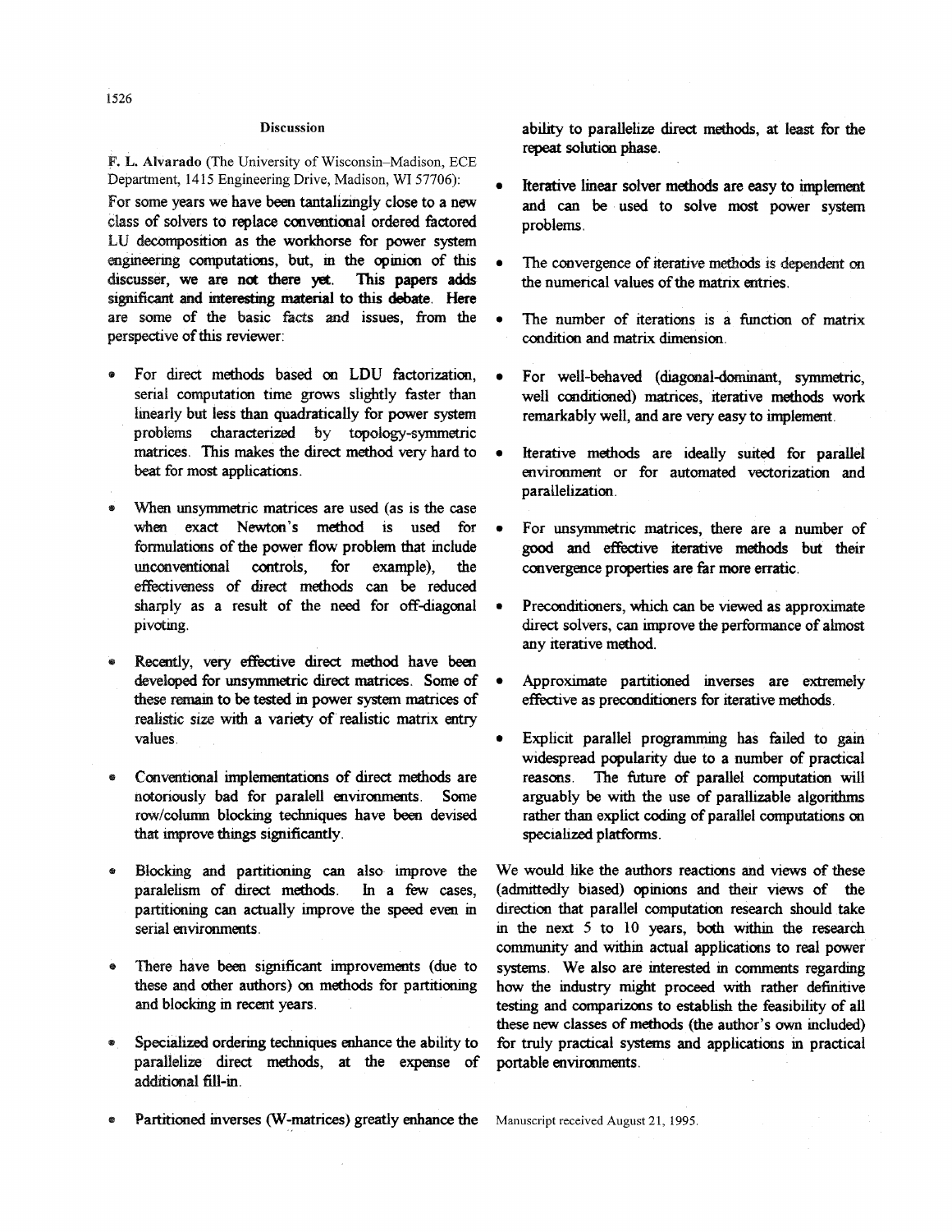## Discussion

**F. L. Alvarado** (The University of Wisconsin–Madison, ECE Department, 1415 Engineering Drive, Madison, WI 57706): For some years we have been tantalizingly close to a new class of solvers to replace conventional ordered factored LU decomposition as the workhorse for power system engineering computations, but, in the opinion of this discusser, we are not there yet. This papers adds significant and interesting material to this debate. Here are some of the basic facts and issues, from the perspective of this reviewer:

- For direct methods based on LDU factorization, serial computation time grows slightly faster than linearly but less than quadratically for power system problems characterized by topology-symmetric matrices. This makes the direct method very hard to beat for most applications.
- When unsymmetric matrices are used (as is the case when exact Newton's method is used for formulations of the power flow problem that include unconventional controls, for example), the effectiveness of direct methods can be reduced sharply as a result of the need for off-diagonal pivoting.
- Recently, very effective direct method have been developed for unsymmetric direct matrices. Some of these remain to be tested in power system matrices of realistic size with a variety of realistic matrix entry values.
- Conventional implementations of direct methods are notoriously bad for paralell environments. Some row/column blocking techniques have been devised that improve things significantly.
- Blocking and partitioning can also improve the paralelism of direct methods. In a few cases, partitioning can actually improve the speed even in serial environments.
- There have been significant improvements (due to these and other authors) on methods for partitioning and blocking in recent years.
- Specialized ordering techniques enhance the ability to parallelize direct methods, at the expense of additional fill-in.
- Partitioned inverses (W-matrices) greatly enhance the ability to parallelize direct methods, at least for the repeat solution phase.
- Iterative linear solver methods are easy to implement and can be used to solve most power system problems.
- The convergence of iterative methods is dependent on the numerical values of the matrix entries.
- The number of iterations is a function of matrix condition and matrix dimension.
- For well-behaved (diagonal-dominant, symmetric, well conditioned) matrices, iterative methods work remarkably well, and are very easy to implement.
- Iterative methods are ideally suited for parallel environment or for automated vectorization and parallelization.
- For unsymmetric matrices, there are a number of good and effective iterative methods but their convergence properties are far more erratic.
- Preconditioners, which can be viewed as approximate direct solvers, can improve the performance of almost any iterative method.
- Approximate partitioned inverses are extremely effective as preconditioners for iterative methods.
- Explicit parallel programming has failed to gain widespread popularity due to a number of practical reasons. The future of parallel computation will arguably be with the use of parallizable algorithms rather than explict coding of parallel computations on specialized platforms.

We would like the authors reactions and views of these (admittedly biased) opinions and their views of the direction that parallel computation research should take in the next 5 to 10 years, both within the research community and within actual applications to real power systems. We also are interested in comments regarding how the industry might proceed with rather definitive testing and comparizons to establish the feasibility of all these new classes of methods (the author's own included) for truly practical systems and applications in practical portable environments.

Manuscript received August 21, 1995.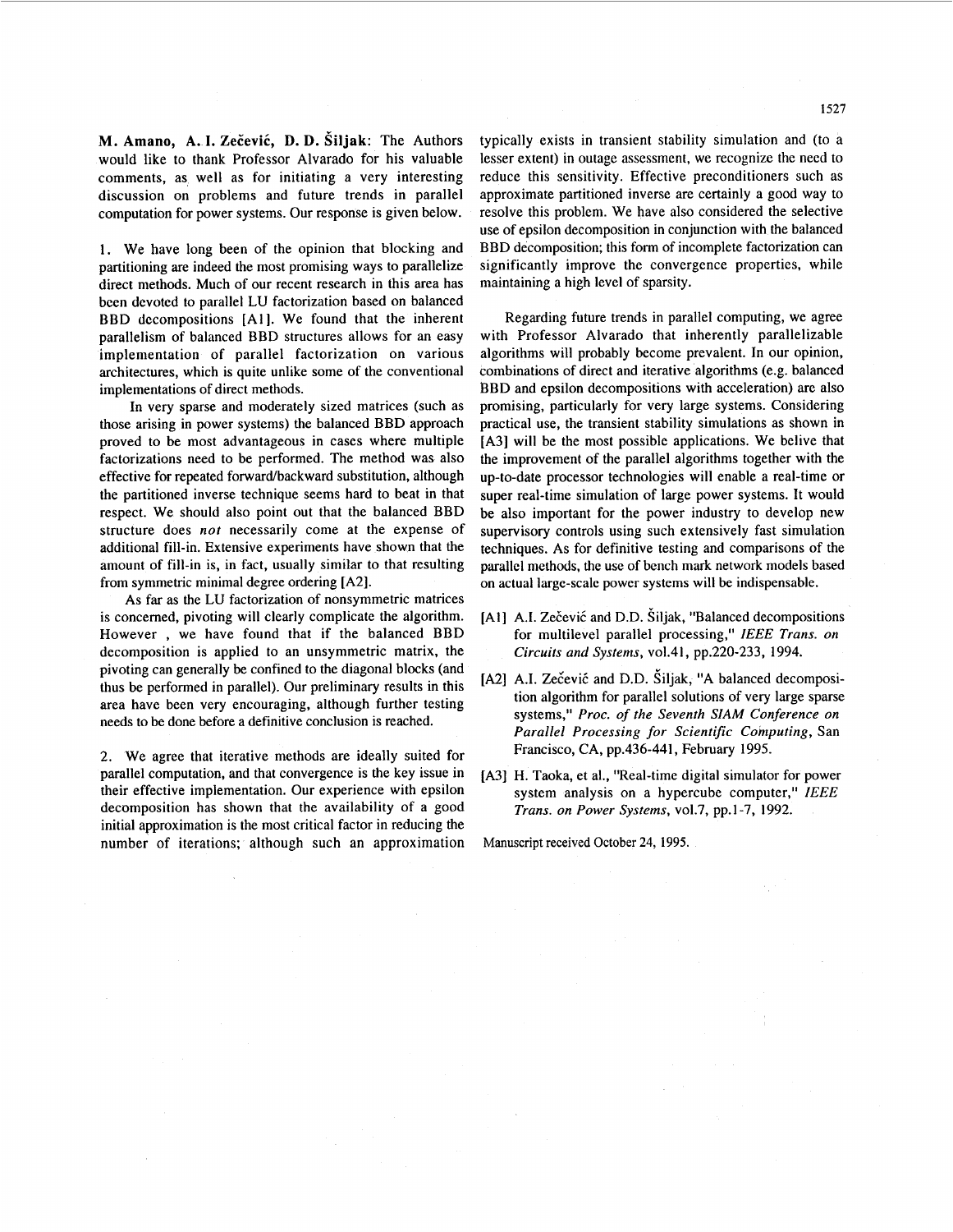**M. Amano, A. I. Zečević, D. D. Šiljak**: The Authors would like to thank Professor Alvarado for his valuable comments, as well as for initiating a very interesting discussion on problems and future trends in parallel computation for power systems. Our response is given below.

1. We have long been of the opinion that blocking and partitioning are indeed the most promising ways to parallelize direct methods. Much of our recent research in this area has been devoted to parallel LU factorization based on balanced BBD decompositions [A1]. We found that the inherent parallelism of balanced BBD structures allows for an easy implementation of parallel factorization on various architectures, which is quite unlike some of the conventional implementations of direct methods.

In very sparse and moderately sized matrices (such as those arising in power systems) the balanced BBD approach proved to be most advantageous in cases where multiple factorizations need to be performed. The method was also effective for repeated forward/backward substitution, although the partitioned inverse technique seems hard to beat in that respect. We should also point out that the balanced BBD structure does *not* necessarily come at the expense of additional fill-in. Extensive experiments have shown that the amount of fill-in is, in fact, usually similar to that resulting from symmetric minimal degree ordering [A2].

As far as the LU factorization of nonsymmetric matrices is concerned, pivoting will clearly complicate the algorithm. However , we have found that if the balanced BBD decomposition is applied to an unsymmetric matrix, the pivoting can generally be confined to the diagonal blocks (and thus be performed in parallel). Our preliminary results in this area have been very encouraging, although further testing needs to be done before a definitive conclusion is reached.

2. We agree that iterative methods are ideally suited for parallel computation, and that convergence is the key issue in their effective implementation. Our experience with epsilon decomposition has shown that the availability of a good initial approximation is the most critical factor in reducing the number of iterations; although such an approximation typically exists in transient stability simulation and (to a lesser extent) in outage assessment, we recognize the need to reduce this sensitivity. Effective preconditioners such as approximate partitioned inverse are certainly a good way to resolve this problem. We have also considered the selective use of epsilon decomposition in conjunction with the balanced BBD decomposition; this form of incomplete factorization can significantly improve the convergence properties, while maintaining a high level of sparsity.

Regarding future trends in parallel computing, we agree with Professor Alvarado that inherently parallelizable algorithms will probably become prevalent. In our opinion, combinations of direct and iterative algorithms (e.g. balanced BBD and epsilon decompositions with acceleration) are also promising, particularly for very large systems. Considering practical use, the transient stability simulations as shown in [A3] will be the most possible applications. We belive that the improvement of the parallel algorithms together with the up-to-date processor technologies will enable a real-time or super real-time simulation of large power systems. It would be also important for the power industry to develop new supervisory controls using such extensively fast simulation techniques. As for definitive testing and comparisons of the parallel methods, the use of bench mark network models based on actual large-scale power systems will be indispensable.

[A1] A.I. Zečević and D.D. Šiljak, "Balanced decompositions for multilevel parallel processing," *IEEE Trans. on Circuits and Systems*, vol.41, pp.220-233, 1994.

[A2] A.I. Zečević and D.D. Šiljak, "A balanced decomposition algorithm for parallel solutions of very large sparse systems," *Proc. of the Seventh SIAM Conference on Parallel Processing for Scientific Computing*, San Francisco, CA, pp.436-441, February 1995.

[A3] H. Taoka, et al., "Real-time digital simulator for power system analysis on a hypercube computer," *IEEE Trans. on Power Systems*, vol.7, pp.1-7, 1992.

Manuscript received October 24, 1995.